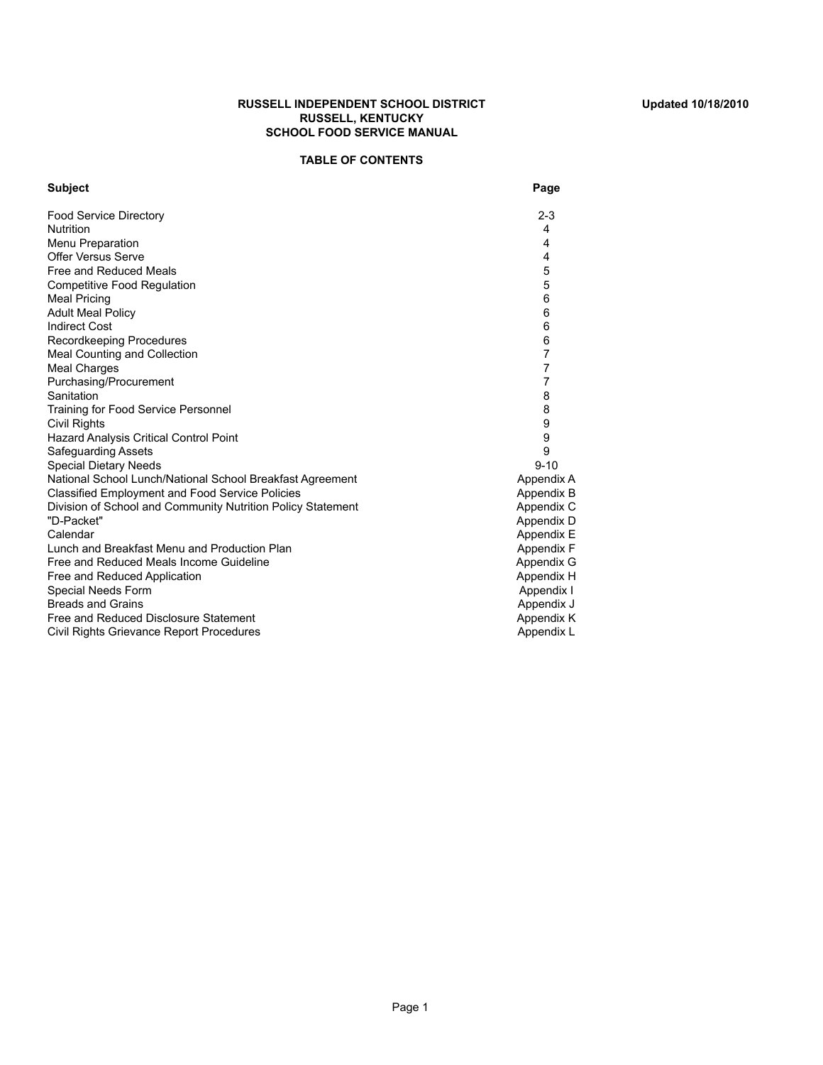**RUSSELL INDEPENDENT SCHOOL DISTRICT**
**RUSSELL, KENTUCKY**
**SCHOOL FOOD SERVICE MANUAL**

**Updated 10/18/2010**

## TABLE OF CONTENTS

| Subject | Page |
|---|---|
| Food Service Directory | 2-3 |
| Nutrition | 4 |
| Menu Preparation | 4 |
| Offer Versus Serve | 4 |
| Free and Reduced Meals | 5 |
| Competitive Food Regulation | 5 |
| Meal Pricing | 6 |
| Adult Meal Policy | 6 |
| Indirect Cost | 6 |
| Recordkeeping Procedures | 6 |
| Meal Counting and Collection | 7 |
| Meal Charges | 7 |
| Purchasing/Procurement | 7 |
| Sanitation | 8 |
| Training for Food Service Personnel | 8 |
| Civil Rights | 9 |
| Hazard Analysis Critical Control Point | 9 |
| Safeguarding Assets | 9 |
| Special Dietary Needs | 9-10 |
| National School Lunch/National School Breakfast Agreement | Appendix A |
| Classified Employment and Food Service Policies | Appendix B |
| Division of School and Community Nutrition Policy Statement | Appendix C |
| "D-Packet" | Appendix D |
| Calendar | Appendix E |
| Lunch and Breakfast Menu and Production Plan | Appendix F |
| Free and Reduced Meals Income Guideline | Appendix G |
| Free and Reduced Application | Appendix H |
| Special Needs Form | Appendix I |
| Breads and Grains | Appendix J |
| Free and Reduced Disclosure Statement | Appendix K |
| Civil Rights Grievance Report Procedures | Appendix L |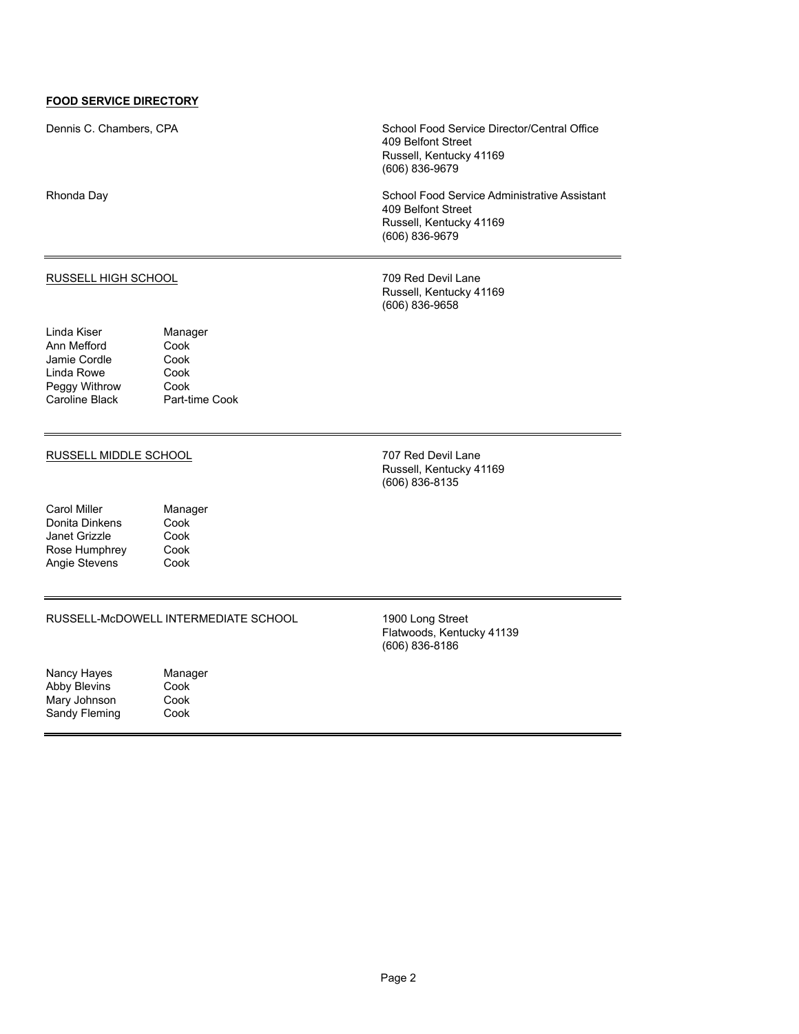**FOOD SERVICE DIRECTORY**

Dennis C. Chambers, CPA

School Food Service Director/Central Office
409 Belfont Street
Russell, Kentucky 41169
(606) 836-9679

Rhonda Day

School Food Service Administrative Assistant
409 Belfont Street
Russell, Kentucky 41169
(606) 836-9679

---

RUSSELL HIGH SCHOOL

709 Red Devil Lane
Russell, Kentucky 41169
(606) 836-9658

| | |
|---|---|
| Linda Kiser | Manager |
| Ann Mefford | Cook |
| Jamie Cordle | Cook |
| Linda Rowe | Cook |
| Peggy Withrow | Cook |
| Caroline Black | Part-time Cook |

---

RUSSELL MIDDLE SCHOOL

707 Red Devil Lane
Russell, Kentucky 41169
(606) 836-8135

| | |
|---|---|
| Carol Miller | Manager |
| Donita Dinkens | Cook |
| Janet Grizzle | Cook |
| Rose Humphrey | Cook |
| Angie Stevens | Cook |

---

RUSSELL-McDOWELL INTERMEDIATE SCHOOL

1900 Long Street
Flatwoods, Kentucky 41139
(606) 836-8186

| | |
|---|---|
| Nancy Hayes | Manager |
| Abby Blevins | Cook |
| Mary Johnson | Cook |
| Sandy Fleming | Cook |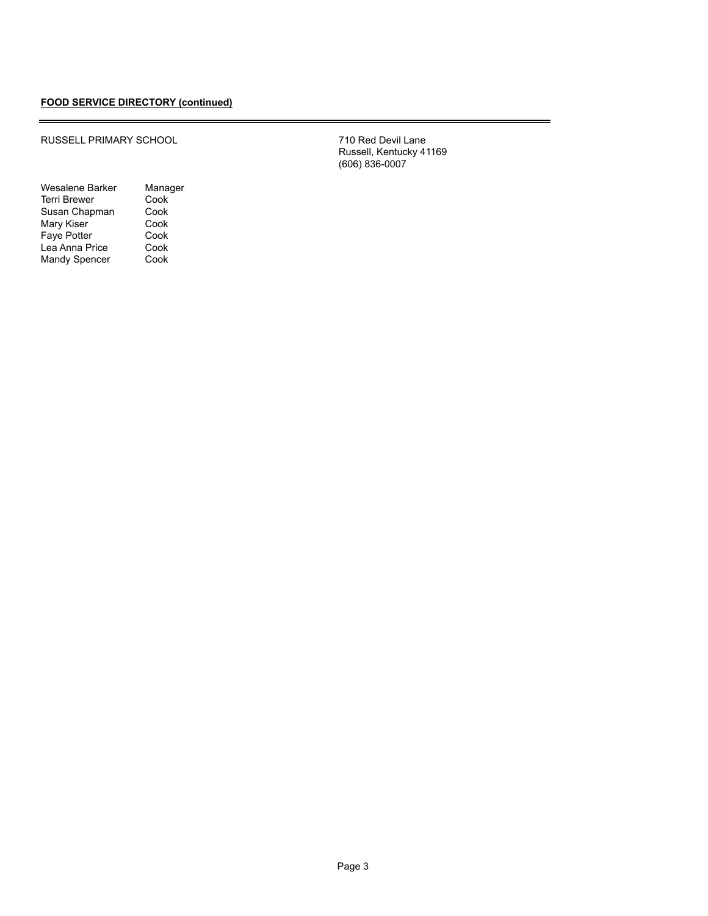**FOOD SERVICE DIRECTORY (continued)**

---

RUSSELL PRIMARY SCHOOL

710 Red Devil Lane
Russell, Kentucky 41169
(606) 836-0007

| | |
|---|---|
| Wesalene Barker | Manager |
| Terri Brewer | Cook |
| Susan Chapman | Cook |
| Mary Kiser | Cook |
| Faye Potter | Cook |
| Lea Anna Price | Cook |
| Mandy Spencer | Cook |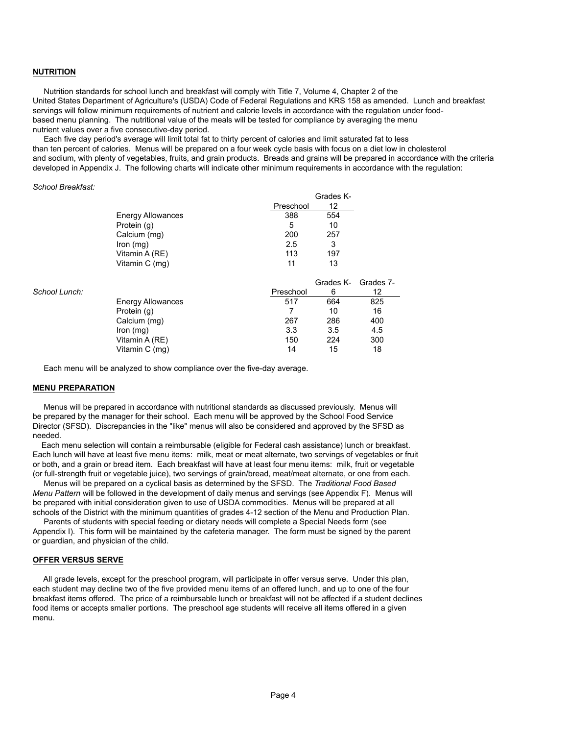**NUTRITION**

Nutrition standards for school lunch and breakfast will comply with Title 7, Volume 4, Chapter 2 of the United States Department of Agriculture's (USDA) Code of Federal Regulations and KRS 158 as amended. Lunch and breakfast servings will follow minimum requirements of nutrient and calorie levels in accordance with the regulation under food-based menu planning. The nutritional value of the meals will be tested for compliance by averaging the menu nutrient values over a five consecutive-day period.

Each five day period's average will limit total fat to thirty percent of calories and limit saturated fat to less than ten percent of calories. Menus will be prepared on a four week cycle basis with focus on a diet low in cholesterol and sodium, with plenty of vegetables, fruits, and grain products. Breads and grains will be prepared in accordance with the criteria developed in Appendix J. The following charts will indicate other minimum requirements in accordance with the regulation:

*School Breakfast:*

| | Preschool | Grades K-12 |
|---|---|---|
| Energy Allowances | 388 | 554 |
| Protein (g) | 5 | 10 |
| Calcium (mg) | 200 | 257 |
| Iron (mg) | 2.5 | 3 |
| Vitamin A (RE) | 113 | 197 |
| Vitamin C (mg) | 11 | 13 |

*School Lunch:*

| | Preschool | Grades K-6 | Grades 7-12 |
|---|---|---|---|
| Energy Allowances | 517 | 664 | 825 |
| Protein (g) | 7 | 10 | 16 |
| Calcium (mg) | 267 | 286 | 400 |
| Iron (mg) | 3.3 | 3.5 | 4.5 |
| Vitamin A (RE) | 150 | 224 | 300 |
| Vitamin C (mg) | 14 | 15 | 18 |

Each menu will be analyzed to show compliance over the five-day average.

**MENU PREPARATION**

Menus will be prepared in accordance with nutritional standards as discussed previously. Menus will be prepared by the manager for their school. Each menu will be approved by the School Food Service Director (SFSD). Discrepancies in the "like" menus will also be considered and approved by the SFSD as needed.

Each menu selection will contain a reimbursable (eligible for Federal cash assistance) lunch or breakfast. Each lunch will have at least five menu items: milk, meat or meat alternate, two servings of vegetables or fruit or both, and a grain or bread item. Each breakfast will have at least four menu items: milk, fruit or vegetable (or full-strength fruit or vegetable juice), two servings of grain/bread, meat/meat alternate, or one from each.

Menus will be prepared on a cyclical basis as determined by the SFSD. The *Traditional Food Based Menu Pattern* will be followed in the development of daily menus and servings (see Appendix F). Menus will be prepared with initial consideration given to use of USDA commodities. Menus will be prepared at all schools of the District with the minimum quantities of grades 4-12 section of the Menu and Production Plan.

Parents of students with special feeding or dietary needs will complete a Special Needs form (see Appendix I). This form will be maintained by the cafeteria manager. The form must be signed by the parent or guardian, and physician of the child.

**OFFER VERSUS SERVE**

All grade levels, except for the preschool program, will participate in offer versus serve. Under this plan, each student may decline two of the five provided menu items of an offered lunch, and up to one of the four breakfast items offered. The price of a reimbursable lunch or breakfast will not be affected if a student declines food items or accepts smaller portions. The preschool age students will receive all items offered in a given menu.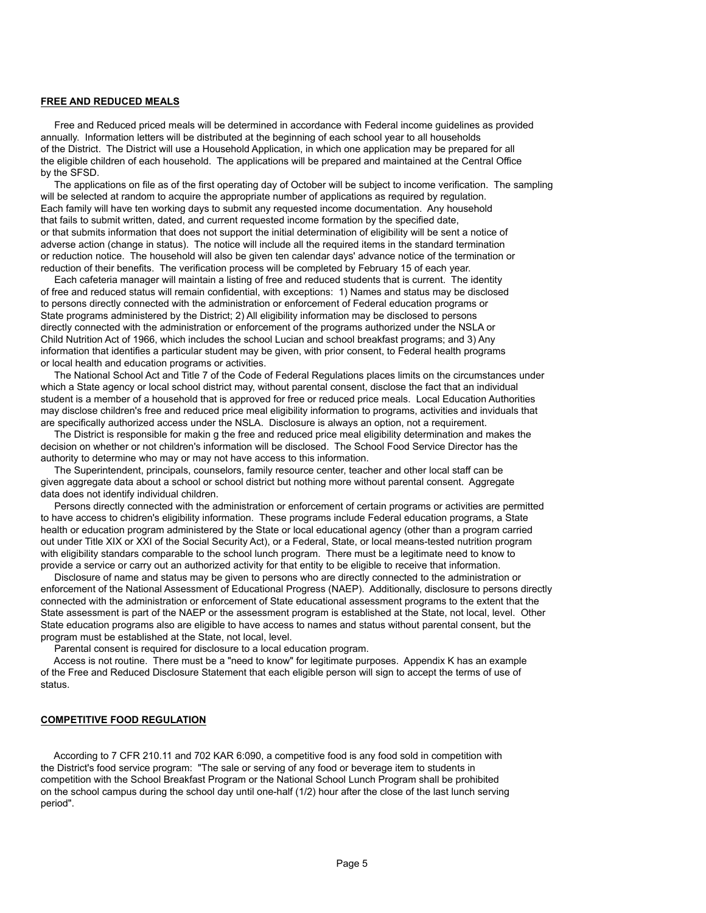## FREE AND REDUCED MEALS

Free and Reduced priced meals will be determined in accordance with Federal income guidelines as provided annually. Information letters will be distributed at the beginning of each school year to all households of the District. The District will use a Household Application, in which one application may be prepared for all the eligible children of each household. The applications will be prepared and maintained at the Central Office by the SFSD.

The applications on file as of the first operating day of October will be subject to income verification. The sampling will be selected at random to acquire the appropriate number of applications as required by regulation. Each family will have ten working days to submit any requested income documentation. Any household that fails to submit written, dated, and current requested income formation by the specified date, or that submits information that does not support the initial determination of eligibility will be sent a notice of adverse action (change in status). The notice will include all the required items in the standard termination or reduction notice. The household will also be given ten calendar days' advance notice of the termination or reduction of their benefits. The verification process will be completed by February 15 of each year.

Each cafeteria manager will maintain a listing of free and reduced students that is current. The identity of free and reduced status will remain confidential, with exceptions: 1) Names and status may be disclosed to persons directly connected with the administration or enforcement of Federal education programs or State programs administered by the District; 2) All eligibility information may be disclosed to persons directly connected with the administration or enforcement of the programs authorized under the NSLA or Child Nutrition Act of 1966, which includes the school Lucian and school breakfast programs; and 3) Any information that identifies a particular student may be given, with prior consent, to Federal health programs or local health and education programs or activities.

The National School Act and Title 7 of the Code of Federal Regulations places limits on the circumstances under which a State agency or local school district may, without parental consent, disclose the fact that an individual student is a member of a household that is approved for free or reduced price meals. Local Education Authorities may disclose children's free and reduced price meal eligibility information to programs, activities and inviduals that are specifically authorized access under the NSLA. Disclosure is always an option, not a requirement.

The District is responsible for makin g the free and reduced price meal eligibility determination and makes the decision on whether or not children's information will be disclosed. The School Food Service Director has the authority to determine who may or may not have access to this information.

The Superintendent, principals, counselors, family resource center, teacher and other local staff can be given aggregate data about a school or school district but nothing more without parental consent. Aggregate data does not identify individual children.

Persons directly connected with the administration or enforcement of certain programs or activities are permitted to have access to chidren's eligibility information. These programs include Federal education programs, a State health or education program administered by the State or local educational agency (other than a program carried out under Title XIX or XXI of the Social Security Act), or a Federal, State, or local means-tested nutrition program with eligibility standards comparable to the school lunch program. There must be a legitimate need to know to provide a service or carry out an authorized activity for that entity to be eligible to receive that information.

Disclosure of name and status may be given to persons who are directly connected to the administration or enforcement of the National Assessment of Educational Progress (NAEP). Additionally, disclosure to persons directly connected with the administration or enforcement of State educational assessment programs to the extent that the State assessment is part of the NAEP or the assessment program is established at the State, not local, level. Other State education programs also are eligible to have access to names and status without parental consent, but the program must be established at the State, not local, level.

Parental consent is required for disclosure to a local education program.

Access is not routine. There must be a "need to know" for legitimate purposes. Appendix K has an example of the Free and Reduced Disclosure Statement that each eligible person will sign to accept the terms of use of status.

## COMPETITIVE FOOD REGULATION

According to 7 CFR 210.11 and 702 KAR 6:090, a competitive food is any food sold in competition with the District's food service program: "The sale or serving of any food or beverage item to students in competition with the School Breakfast Program or the National School Lunch Program shall be prohibited on the school campus during the school day until one-half (1/2) hour after the close of the last lunch serving period".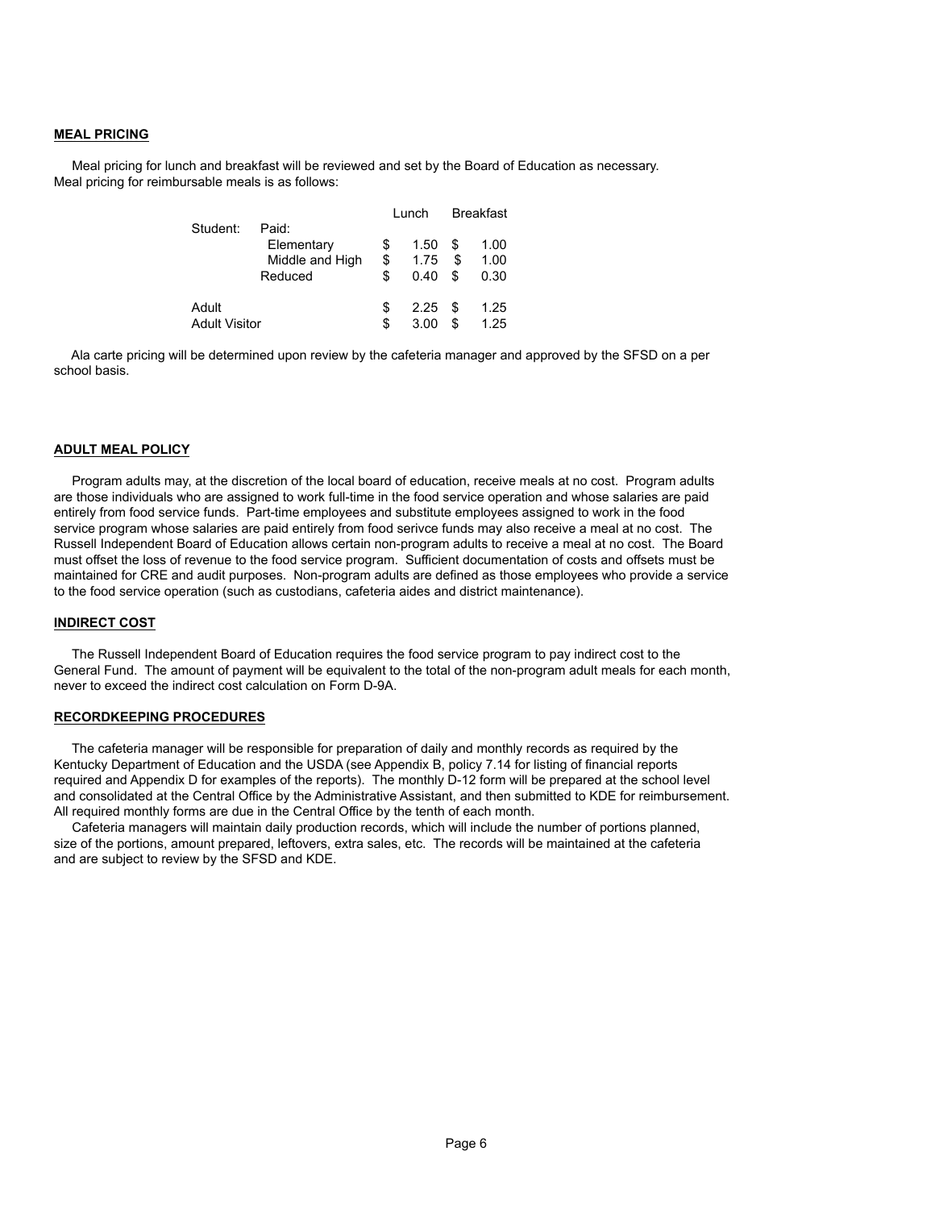## MEAL PRICING

Meal pricing for lunch and breakfast will be reviewed and set by the Board of Education as necessary. Meal pricing for reimbursable meals is as follows:

| | | Lunch | Breakfast |
|---|---|---|---|
| Student: | Paid: | | |
| | Elementary | $ 1.50 | $ 1.00 |
| | Middle and High | $ 1.75 | $ 1.00 |
| | Reduced | $ 0.40 | $ 0.30 |
| Adult | | $ 2.25 | $ 1.25 |
| Adult Visitor | | $ 3.00 | $ 1.25 |

Ala carte pricing will be determined upon review by the cafeteria manager and approved by the SFSD on a per school basis.

## ADULT MEAL POLICY

Program adults may, at the discretion of the local board of education, receive meals at no cost. Program adults are those individuals who are assigned to work full-time in the food service operation and whose salaries are paid entirely from food service funds. Part-time employees and substitute employees assigned to work in the food service program whose salaries are paid entirely from food serivce funds may also receive a meal at no cost. The Russell Independent Board of Education allows certain non-program adults to receive a meal at no cost. The Board must offset the loss of revenue to the food service program. Sufficient documentation of costs and offsets must be maintained for CRE and audit purposes. Non-program adults are defined as those employees who provide a service to the food service operation (such as custodians, cafeteria aides and district maintenance).

## INDIRECT COST

The Russell Independent Board of Education requires the food service program to pay indirect cost to the General Fund. The amount of payment will be equivalent to the total of the non-program adult meals for each month, never to exceed the indirect cost calculation on Form D-9A.

## RECORDKEEPING PROCEDURES

The cafeteria manager will be responsible for preparation of daily and monthly records as required by the Kentucky Department of Education and the USDA (see Appendix B, policy 7.14 for listing of financial reports required and Appendix D for examples of the reports). The monthly D-12 form will be prepared at the school level and consolidated at the Central Office by the Administrative Assistant, and then submitted to KDE for reimbursement. All required monthly forms are due in the Central Office by the tenth of each month.

Cafeteria managers will maintain daily production records, which will include the number of portions planned, size of the portions, amount prepared, leftovers, extra sales, etc. The records will be maintained at the cafeteria and are subject to review by the SFSD and KDE.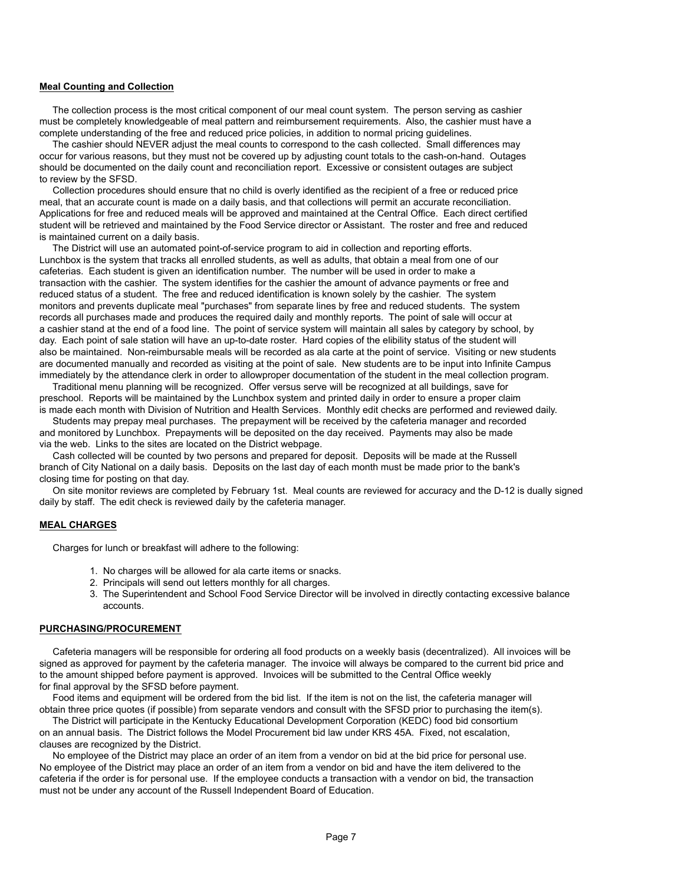**Meal Counting and Collection**

The collection process is the most critical component of our meal count system. The person serving as cashier must be completely knowledgeable of meal pattern and reimbursement requirements. Also, the cashier must have a complete understanding of the free and reduced price policies, in addition to normal pricing guidelines.

The cashier should NEVER adjust the meal counts to correspond to the cash collected. Small differences may occur for various reasons, but they must not be covered up by adjusting count totals to the cash-on-hand. Outages should be documented on the daily count and reconciliation report. Excessive or consistent outages are subject to review by the SFSD.

Collection procedures should ensure that no child is overly identified as the recipient of a free or reduced price meal, that an accurate count is made on a daily basis, and that collections will permit an accurate reconciliation. Applications for free and reduced meals will be approved and maintained at the Central Office. Each direct certified student will be retrieved and maintained by the Food Service director or Assistant. The roster and free and reduced is maintained current on a daily basis.

The District will use an automated point-of-service program to aid in collection and reporting efforts. Lunchbox is the system that tracks all enrolled students, as well as adults, that obtain a meal from one of our cafeterias. Each student is given an identification number. The number will be used in order to make a transaction with the cashier. The system identifies for the cashier the amount of advance payments or free and reduced status of a student. The free and reduced identification is known solely by the cashier. The system monitors and prevents duplicate meal "purchases" from separate lines by free and reduced students. The system records all purchases made and produces the required daily and monthly reports. The point of sale will occur at a cashier stand at the end of a food line. The point of service system will maintain all sales by category by school, by day. Each point of sale station will have an up-to-date roster. Hard copies of the elibility status of the student will also be maintained. Non-reimbursable meals will be recorded as ala carte at the point of service. Visiting or new students are documented manually and recorded as visiting at the point of sale. New students are to be input into Infinite Campus immediately by the attendance clerk in order to allowproper documentation of the student in the meal collection program.

Traditional menu planning will be recognized. Offer versus serve will be recognized at all buildings, save for preschool. Reports will be maintained by the Lunchbox system and printed daily in order to ensure a proper claim is made each month with Division of Nutrition and Health Services. Monthly edit checks are performed and reviewed daily.

Students may prepay meal purchases. The prepayment will be received by the cafeteria manager and recorded and monitored by Lunchbox. Prepayments will be deposited on the day received. Payments may also be made via the web. Links to the sites are located on the District webpage.

Cash collected will be counted by two persons and prepared for deposit. Deposits will be made at the Russell branch of City National on a daily basis. Deposits on the last day of each month must be made prior to the bank's closing time for posting on that day.

On site monitor reviews are completed by February 1st. Meal counts are reviewed for accuracy and the D-12 is dually signed daily by staff. The edit check is reviewed daily by the cafeteria manager.

**MEAL CHARGES**

Charges for lunch or breakfast will adhere to the following:

1. No charges will be allowed for ala carte items or snacks.
2. Principals will send out letters monthly for all charges.
3. The Superintendent and School Food Service Director will be involved in directly contacting excessive balance accounts.

**PURCHASING/PROCUREMENT**

Cafeteria managers will be responsible for ordering all food products on a weekly basis (decentralized). All invoices will be signed as approved for payment by the cafeteria manager. The invoice will always be compared to the current bid price and to the amount shipped before payment is approved. Invoices will be submitted to the Central Office weekly for final approval by the SFSD before payment.

Food items and equipment will be ordered from the bid list. If the item is not on the list, the cafeteria manager will obtain three price quotes (if possible) from separate vendors and consult with the SFSD prior to purchasing the item(s).

The District will participate in the Kentucky Educational Development Corporation (KEDC) food bid consortium on an annual basis. The District follows the Model Procurement bid law under KRS 45A. Fixed, not escalation, clauses are recognized by the District.

No employee of the District may place an order of an item from a vendor on bid at the bid price for personal use. No employee of the District may place an order of an item from a vendor on bid and have the item delivered to the cafeteria if the order is for personal use. If the employee conducts a transaction with a vendor on bid, the transaction must not be under any account of the Russell Independent Board of Education.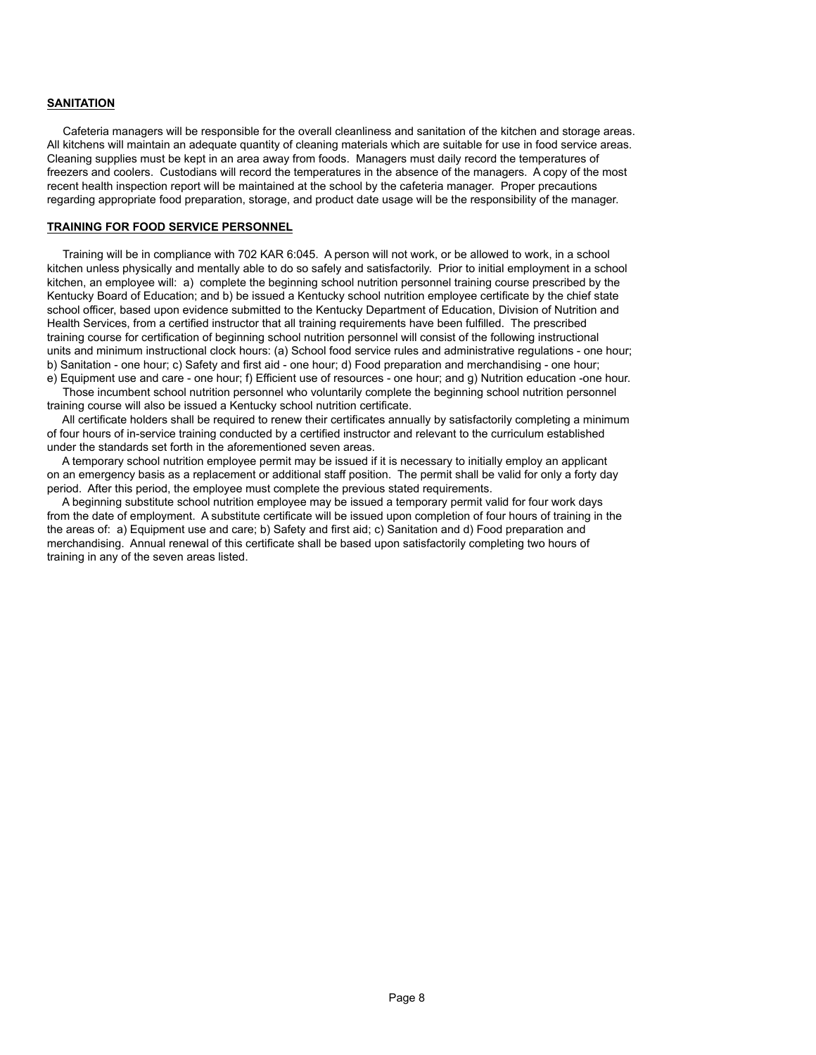## SANITATION

Cafeteria managers will be responsible for the overall cleanliness and sanitation of the kitchen and storage areas. All kitchens will maintain an adequate quantity of cleaning materials which are suitable for use in food service areas. Cleaning supplies must be kept in an area away from foods. Managers must daily record the temperatures of freezers and coolers. Custodians will record the temperatures in the absence of the managers. A copy of the most recent health inspection report will be maintained at the school by the cafeteria manager. Proper precautions regarding appropriate food preparation, storage, and product date usage will be the responsibility of the manager.

## TRAINING FOR FOOD SERVICE PERSONNEL

Training will be in compliance with 702 KAR 6:045. A person will not work, or be allowed to work, in a school kitchen unless physically and mentally able to do so safely and satisfactorily. Prior to initial employment in a school kitchen, an employee will: a) complete the beginning school nutrition personnel training course prescribed by the Kentucky Board of Education; and b) be issued a Kentucky school nutrition employee certificate by the chief state school officer, based upon evidence submitted to the Kentucky Department of Education, Division of Nutrition and Health Services, from a certified instructor that all training requirements have been fulfilled. The prescribed training course for certification of beginning school nutrition personnel will consist of the following instructional units and minimum instructional clock hours: (a) School food service rules and administrative regulations - one hour; b) Sanitation - one hour; c) Safety and first aid - one hour; d) Food preparation and merchandising - one hour; e) Equipment use and care - one hour; f) Efficient use of resources - one hour; and g) Nutrition education -one hour.

Those incumbent school nutrition personnel who voluntarily complete the beginning school nutrition personnel training course will also be issued a Kentucky school nutrition certificate.

All certificate holders shall be required to renew their certificates annually by satisfactorily completing a minimum of four hours of in-service training conducted by a certified instructor and relevant to the curriculum established under the standards set forth in the aforementioned seven areas.

A temporary school nutrition employee permit may be issued if it is necessary to initially employ an applicant on an emergency basis as a replacement or additional staff position. The permit shall be valid for only a forty day period. After this period, the employee must complete the previous stated requirements.

A beginning substitute school nutrition employee may be issued a temporary permit valid for four work days from the date of employment. A substitute certificate will be issued upon completion of four hours of training in the the areas of: a) Equipment use and care; b) Safety and first aid; c) Sanitation and d) Food preparation and merchandising. Annual renewal of this certificate shall be based upon satisfactorily completing two hours of training in any of the seven areas listed.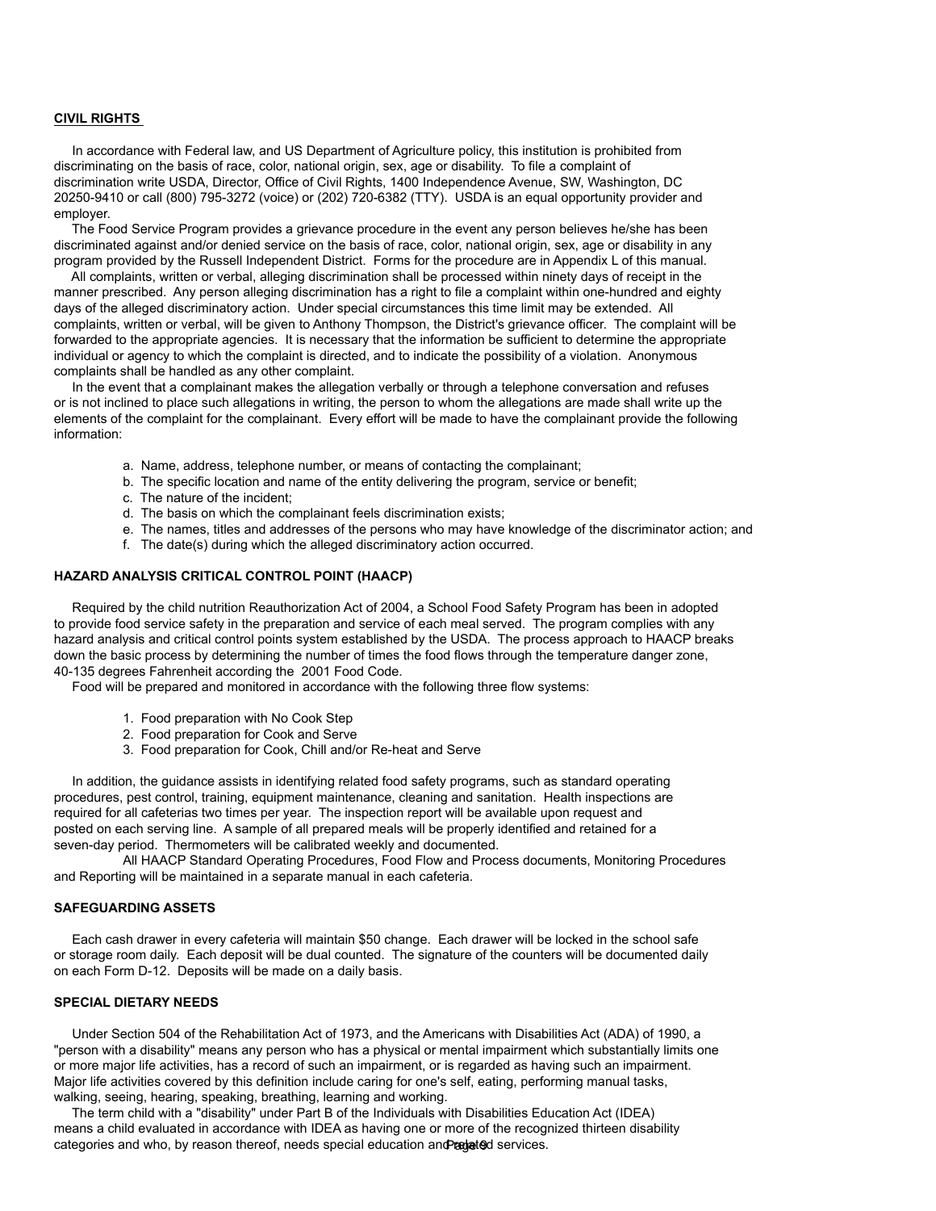**CIVIL RIGHTS**

In accordance with Federal law, and US Department of Agriculture policy, this institution is prohibited from discriminating on the basis of race, color, national origin, sex, age or disability. To file a complaint of discrimination write USDA, Director, Office of Civil Rights, 1400 Independence Avenue, SW, Washington, DC 20250-9410 or call (800) 795-3272 (voice) or (202) 720-6382 (TTY). USDA is an equal opportunity provider and employer.

The Food Service Program provides a grievance procedure in the event any person believes he/she has been discriminated against and/or denied service on the basis of race, color, national origin, sex, age or disability in any program provided by the Russell Independent District. Forms for the procedure are in Appendix L of this manual.

All complaints, written or verbal, alleging discrimination shall be processed within ninety days of receipt in the manner prescribed. Any person alleging discrimination has a right to file a complaint within one-hundred and eighty days of the alleged discriminatory action. Under special circumstances this time limit may be extended. All complaints, written or verbal, will be given to Anthony Thompson, the District's grievance officer. The complaint will be forwarded to the appropriate agencies. It is necessary that the information be sufficient to determine the appropriate individual or agency to which the complaint is directed, and to indicate the possibility of a violation. Anonymous complaints shall be handled as any other complaint.

In the event that a complainant makes the allegation verbally or through a telephone conversation and refuses or is not inclined to place such allegations in writing, the person to whom the allegations are made shall write up the elements of the complaint for the complainant. Every effort will be made to have the complainant provide the following information:

a. Name, address, telephone number, or means of contacting the complainant;
b. The specific location and name of the entity delivering the program, service or benefit;
c. The nature of the incident;
d. The basis on which the complainant feels discrimination exists;
e. The names, titles and addresses of the persons who may have knowledge of the discriminator action; and
f. The date(s) during which the alleged discriminatory action occurred.

**HAZARD ANALYSIS CRITICAL CONTROL POINT (HAACP)**

Required by the child nutrition Reauthorization Act of 2004, a School Food Safety Program has been in adopted to provide food service safety in the preparation and service of each meal served. The program complies with any hazard analysis and critical control points system established by the USDA. The process approach to HAACP breaks down the basic process by determining the number of times the food flows through the temperature danger zone, 40-135 degrees Fahrenheit according the 2001 Food Code.

Food will be prepared and monitored in accordance with the following three flow systems:

1. Food preparation with No Cook Step
2. Food preparation for Cook and Serve
3. Food preparation for Cook, Chill and/or Re-heat and Serve

In addition, the guidance assists in identifying related food safety programs, such as standard operating procedures, pest control, training, equipment maintenance, cleaning and sanitation. Health inspections are required for all cafeterias two times per year. The inspection report will be available upon request and posted on each serving line. A sample of all prepared meals will be properly identified and retained for a seven-day period. Thermometers will be calibrated weekly and documented.

All HAACP Standard Operating Procedures, Food Flow and Process documents, Monitoring Procedures and Reporting will be maintained in a separate manual in each cafeteria.

**SAFEGUARDING ASSETS**

Each cash drawer in every cafeteria will maintain $50 change. Each drawer will be locked in the school safe or storage room daily. Each deposit will be dual counted. The signature of the counters will be documented daily on each Form D-12. Deposits will be made on a daily basis.

**SPECIAL DIETARY NEEDS**

Under Section 504 of the Rehabilitation Act of 1973, and the Americans with Disabilities Act (ADA) of 1990, a "person with a disability" means any person who has a physical or mental impairment which substantially limits one or more major life activities, has a record of such an impairment, or is regarded as having such an impairment. Major life activities covered by this definition include caring for one's self, eating, performing manual tasks, walking, seeing, hearing, speaking, breathing, learning and working.

The term child with a "disability" under Part B of the Individuals with Disabilities Education Act (IDEA) means a child evaluated in accordance with IDEA as having one or more of the recognized thirteen disability categories and who, by reason thereof, needs special education and related services.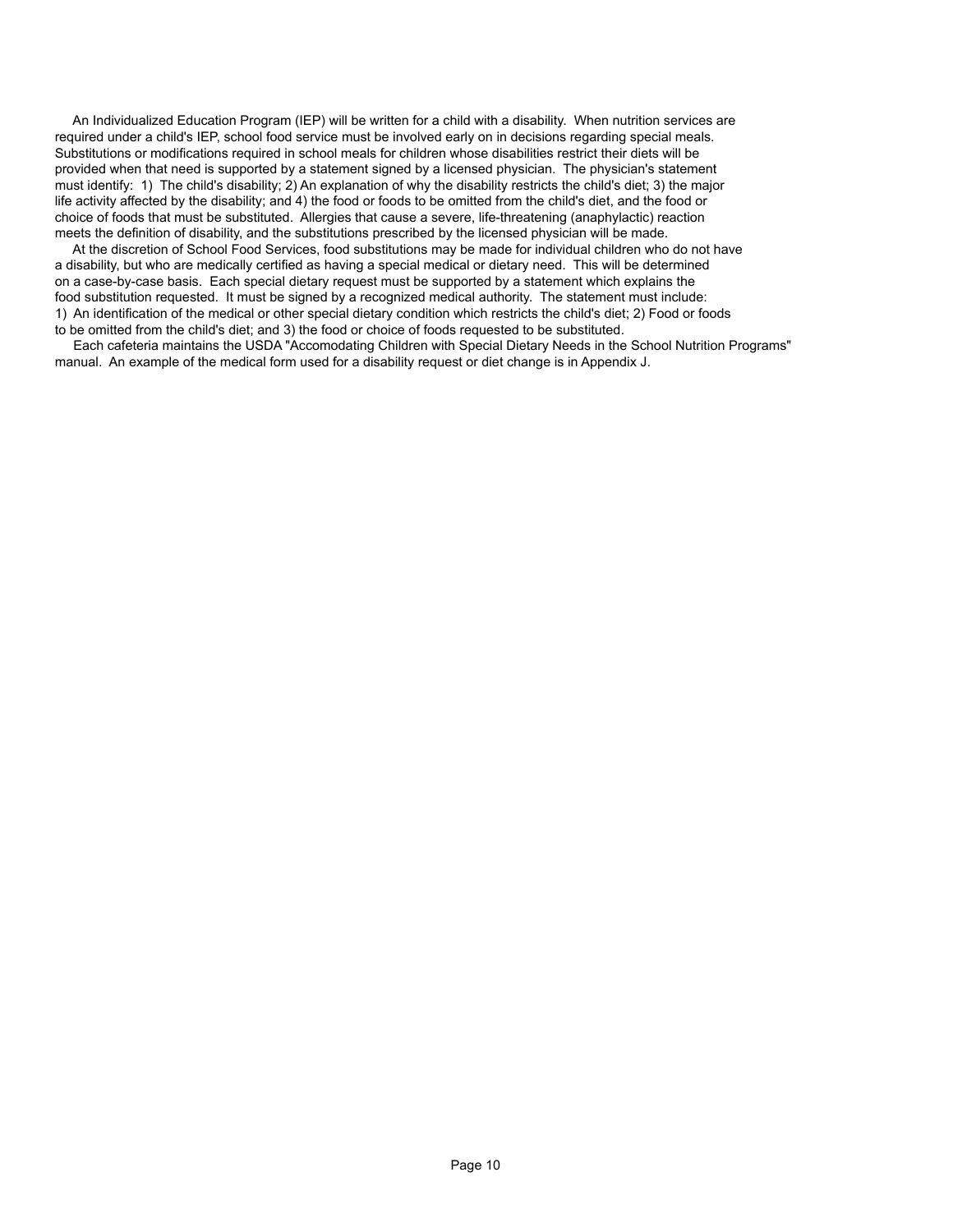An Individualized Education Program (IEP) will be written for a child with a disability. When nutrition services are required under a child's IEP, school food service must be involved early on in decisions regarding special meals. Substitutions or modifications required in school meals for children whose disabilities restrict their diets will be provided when that need is supported by a statement signed by a licensed physician. The physician's statement must identify: 1) The child's disability; 2) An explanation of why the disability restricts the child's diet; 3) the major life activity affected by the disability; and 4) the food or foods to be omitted from the child's diet, and the food or choice of foods that must be substituted. Allergies that cause a severe, life-threatening (anaphylactic) reaction meets the definition of disability, and the substitutions prescribed by the licensed physician will be made.

At the discretion of School Food Services, food substitutions may be made for individual children who do not have a disability, but who are medically certified as having a special medical or dietary need. This will be determined on a case-by-case basis. Each special dietary request must be supported by a statement which explains the food substitution requested. It must be signed by a recognized medical authority. The statement must include: 1) An identification of the medical or other special dietary condition which restricts the child's diet; 2) Food or foods to be omitted from the child's diet; and 3) the food or choice of foods requested to be substituted.

Each cafeteria maintains the USDA "Accomodating Children with Special Dietary Needs in the School Nutrition Programs" manual. An example of the medical form used for a disability request or diet change is in Appendix J.